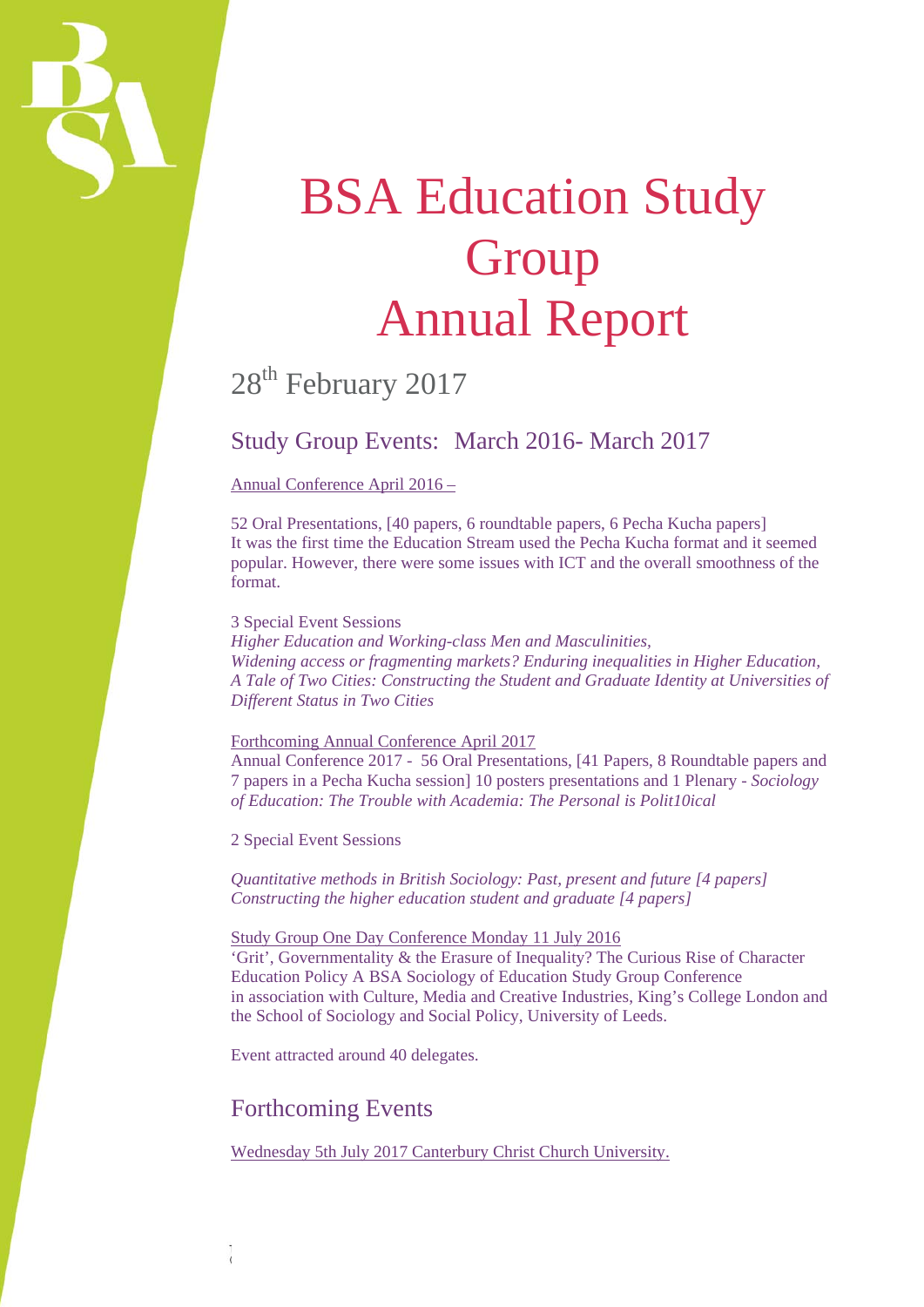# BSA Education Study Group Annual Report

28th February 2017

## Study Group Events: March 2016- March 2017

Annual Conference April 2016 –

52 Oral Presentations, [40 papers, 6 roundtable papers, 6 Pecha Kucha papers]
It was the first time the Education Stream used the Pecha Kucha format and it seemed popular. However, there were some issues with ICT and the overall smoothness of the format.

3 Special Event Sessions
*Higher Education and Working-class Men and Masculinities,*
*Widening access or fragmenting markets? Enduring inequalities in Higher Education,*
*A Tale of Two Cities: Constructing the Student and Graduate Identity at Universities of Different Status in Two Cities*

Forthcoming Annual Conference April 2017
Annual Conference 2017 - 56 Oral Presentations, [41 Papers, 8 Roundtable papers and 7 papers in a Pecha Kucha session] 10 posters presentations and 1 Plenary - *Sociology of Education: The Trouble with Academia: The Personal is Polit10ical*

2 Special Event Sessions

*Quantitative methods in British Sociology: Past, present and future [4 papers]*
*Constructing the higher education student and graduate [4 papers]*

Study Group One Day Conference Monday 11 July 2016
'Grit', Governmentality & the Erasure of Inequality? The Curious Rise of Character Education Policy A BSA Sociology of Education Study Group Conference in association with Culture, Media and Creative Industries, King's College London and the School of Sociology and Social Policy, University of Leeds.

Event attracted around 40 delegates.

## Forthcoming Events

Wednesday 5th July 2017 Canterbury Christ Church University.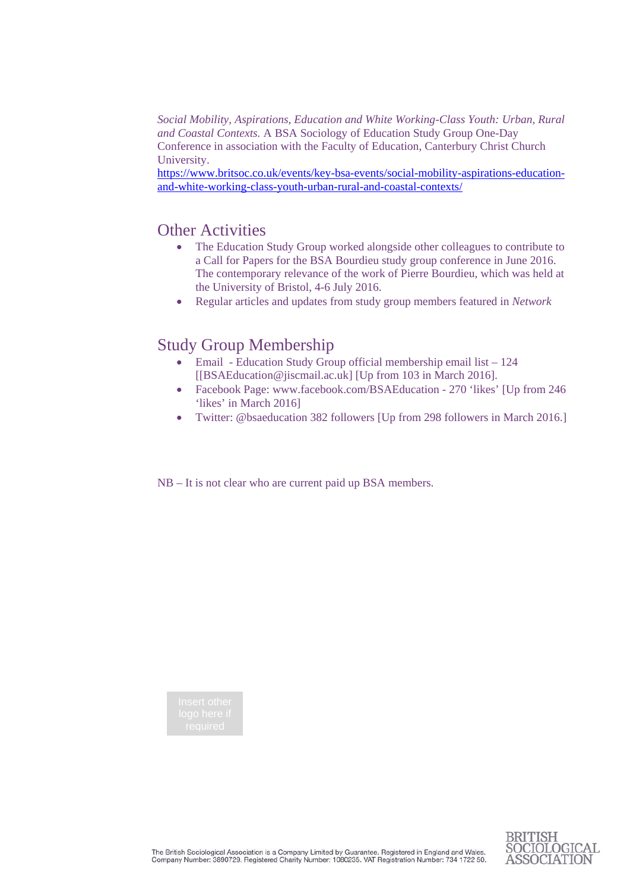*Social Mobility, Aspirations, Education and White Working-Class Youth: Urban, Rural and Coastal Contexts.* A BSA Sociology of Education Study Group One-Day Conference in association with the Faculty of Education, Canterbury Christ Church University.
https://www.britsoc.co.uk/events/key-bsa-events/social-mobility-aspirations-education-and-white-working-class-youth-urban-rural-and-coastal-contexts/

## Other Activities

- The Education Study Group worked alongside other colleagues to contribute to a Call for Papers for the BSA Bourdieu study group conference in June 2016. The contemporary relevance of the work of Pierre Bourdieu, which was held at the University of Bristol, 4-6 July 2016.
- Regular articles and updates from study group members featured in *Network*

## Study Group Membership

- Email - Education Study Group official membership email list – 124 [[BSAEducation@jiscmail.ac.uk] [Up from 103 in March 2016].
- Facebook Page: www.facebook.com/BSAEducation - 270 'likes' [Up from 246 'likes' in March 2016]
- Twitter: @bsaeducation 382 followers [Up from 298 followers in March 2016.]

NB – It is not clear who are current paid up BSA members.

Insert other logo here if required

The British Sociological Association is a Company Limited by Guarantee. Registered in England and Wales. Company Number: 3890729. Registered Charity Number: 1080235. VAT Registration Number: 734 1722 50.

BRITISH SOCIOLOGICAL ASSOCIATION